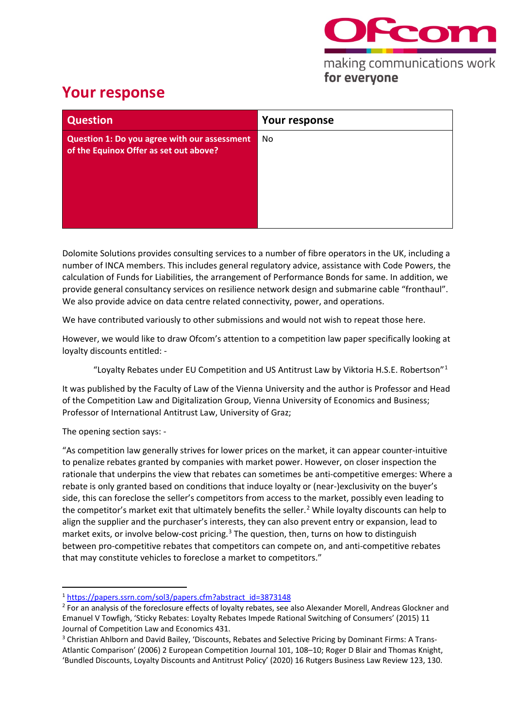## Your response

| Question | Your response |
| --- | --- |
| **Question 1: Do you agree with our assessment of the Equinox Offer as set out above?** | No |

Dolomite Solutions provides consulting services to a number of fibre operators in the UK, including a number of INCA members. This includes general regulatory advice, assistance with Code Powers, the calculation of Funds for Liabilities, the arrangement of Performance Bonds for same. In addition, we provide general consultancy services on resilience network design and submarine cable "fronthaul". We also provide advice on data centre related connectivity, power, and operations.

We have contributed variously to other submissions and would not wish to repeat those here.

However, we would like to draw Ofcom's attention to a competition law paper specifically looking at loyalty discounts entitled: -

> "Loyalty Rebates under EU Competition and US Antitrust Law by Viktoria H.S.E. Robertson"[1]

It was published by the Faculty of Law of the Vienna University and the author is Professor and Head of the Competition Law and Digitalization Group, Vienna University of Economics and Business; Professor of International Antitrust Law, University of Graz;

The opening section says: -

"As competition law generally strives for lower prices on the market, it can appear counter-intuitive to penalize rebates granted by companies with market power. However, on closer inspection the rationale that underpins the view that rebates can sometimes be anti-competitive emerges: Where a rebate is only granted based on conditions that induce loyalty or (near-)exclusivity on the buyer's side, this can foreclose the seller's competitors from access to the market, possibly even leading to the competitor's market exit that ultimately benefits the seller.[2] While loyalty discounts can help to align the supplier and the purchaser's interests, they can also prevent entry or expansion, lead to market exits, or involve below-cost pricing.[3] The question, then, turns on how to distinguish between pro-competitive rebates that competitors can compete on, and anti-competitive rebates that may constitute vehicles to foreclose a market to competitors."

---

[1] https://papers.ssrn.com/sol3/papers.cfm?abstract_id=3873148

[2] For an analysis of the foreclosure effects of loyalty rebates, see also Alexander Morell, Andreas Glockner and Emanuel V Towfigh, 'Sticky Rebates: Loyalty Rebates Impede Rational Switching of Consumers' (2015) 11 Journal of Competition Law and Economics 431.

[3] Christian Ahlborn and David Bailey, 'Discounts, Rebates and Selective Pricing by Dominant Firms: A Trans-Atlantic Comparison' (2006) 2 European Competition Journal 101, 108–10; Roger D Blair and Thomas Knight, 'Bundled Discounts, Loyalty Discounts and Antitrust Policy' (2020) 16 Rutgers Business Law Review 123, 130.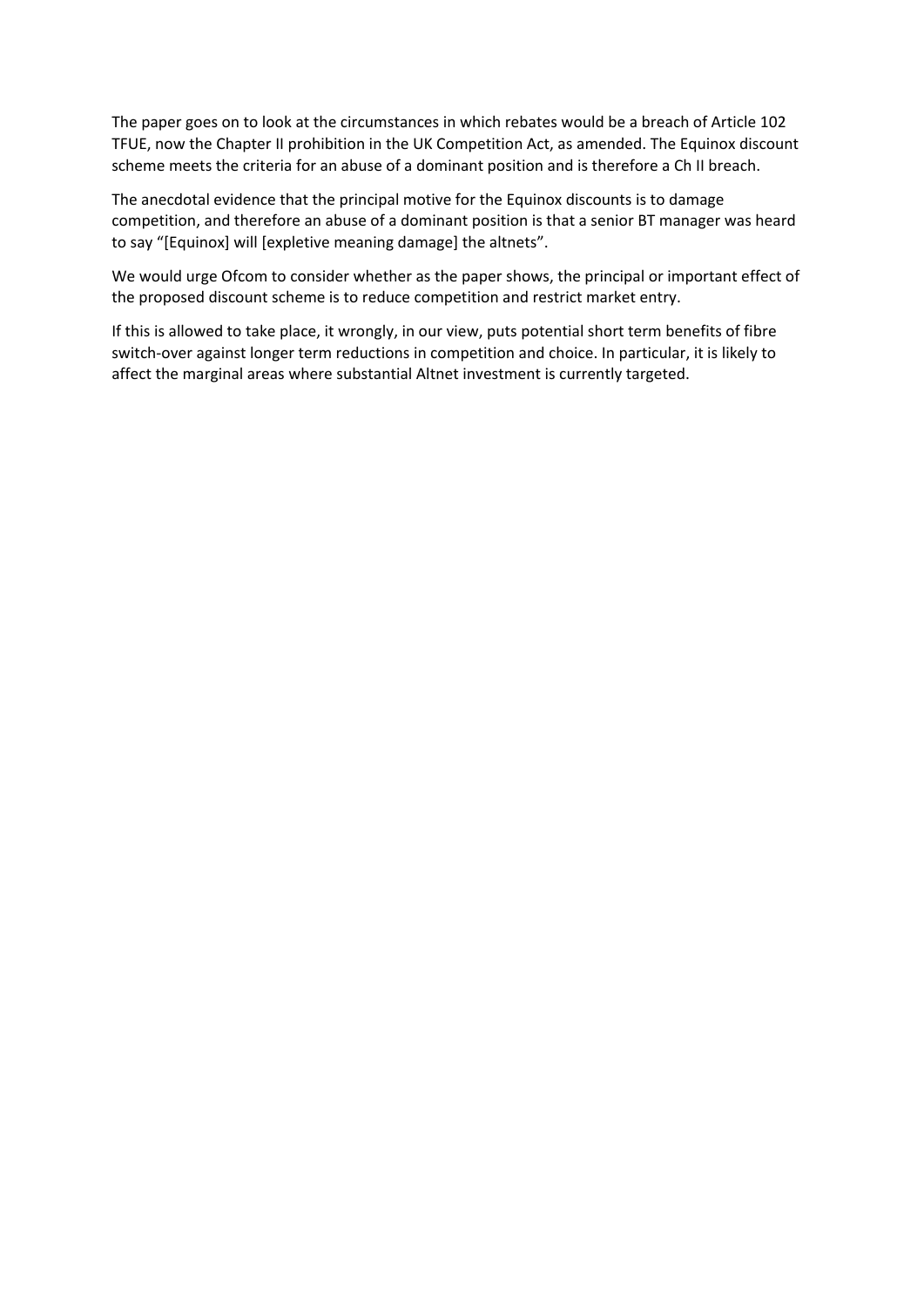The paper goes on to look at the circumstances in which rebates would be a breach of Article 102 TFUE, now the Chapter II prohibition in the UK Competition Act, as amended. The Equinox discount scheme meets the criteria for an abuse of a dominant position and is therefore a Ch II breach.

The anecdotal evidence that the principal motive for the Equinox discounts is to damage competition, and therefore an abuse of a dominant position is that a senior BT manager was heard to say "[Equinox] will [expletive meaning damage] the altnets".

We would urge Ofcom to consider whether as the paper shows, the principal or important effect of the proposed discount scheme is to reduce competition and restrict market entry.

If this is allowed to take place, it wrongly, in our view, puts potential short term benefits of fibre switch-over against longer term reductions in competition and choice. In particular, it is likely to affect the marginal areas where substantial Altnet investment is currently targeted.